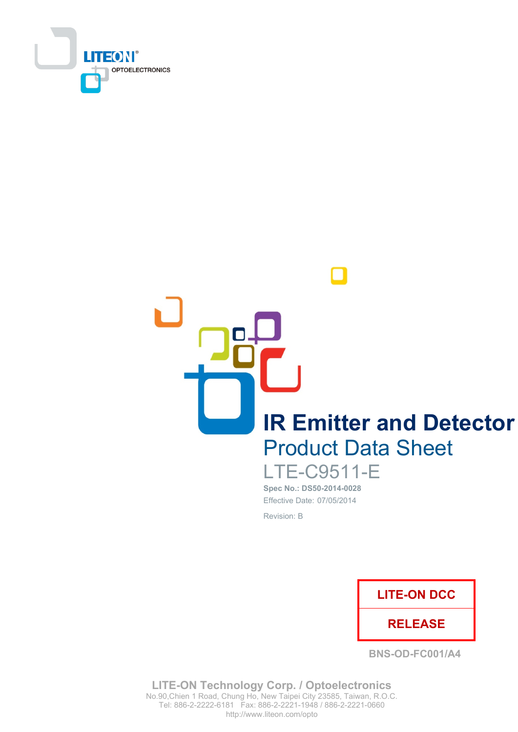LITEON OPTOELECTRONICS

# IR Emitter and Detector

## Product Data Sheet

LTE-C9511-E

**Spec No.: DS50-2014-0028**

Effective Date: 07/05/2014

Revision: B

| LITE-ON DCC |
|---|
| RELEASE |

BNS-OD-FC001/A4

**LITE-ON Technology Corp. / Optoelectronics**
No.90,Chien 1 Road, Chung Ho, New Taipei City 23585, Taiwan, R.O.C.
Tel: 886-2-2222-6181 Fax: 886-2-2221-1948 / 886-2-2221-0660
http://www.liteon.com/opto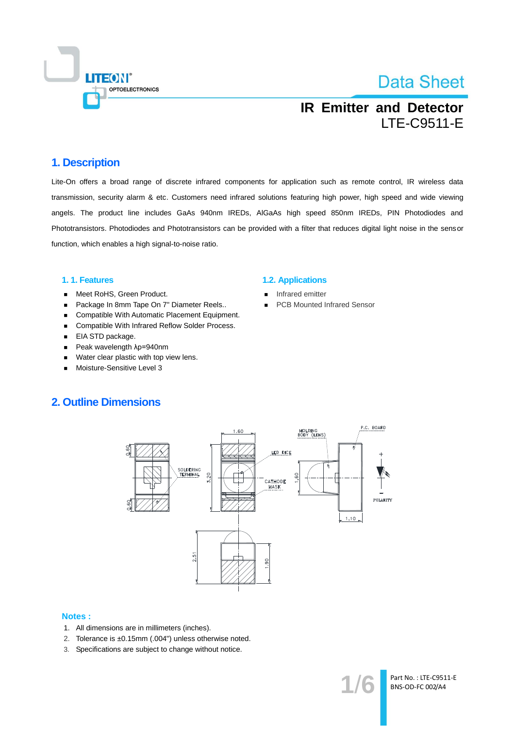# IR Emitter and Detector
## LTE-C9511-E

## 1. Description

Lite-On offers a broad range of discrete infrared components for application such as remote control, IR wireless data transmission, security alarm & etc. Customers need infrared solutions featuring high power, high speed and wide viewing angels. The product line includes GaAs 940nm IREDs, AlGaAs high speed 850nm IREDs, PIN Photodiodes and Phototransistors. Photodiodes and Phototransistors can be provided with a filter that reduces digital light noise in the sensor function, which enables a high signal-to-noise ratio.

### 1. 1. Features

- Meet RoHS, Green Product.
- Package In 8mm Tape On 7" Diameter Reels..
- Compatible With Automatic Placement Equipment.
- Compatible With Infrared Reflow Solder Process.
- EIA STD package.
- Peak wavelength λp=940nm
- Water clear plastic with top view lens.
- Moisture-Sensitive Level 3

### 1.2. Applications

- Infrared emitter
- PCB Mounted Infrared Sensor

## 2. Outline Dimensions

### Notes :

1. All dimensions are in millimeters (inches).
2. Tolerance is ±0.15mm (.004") unless otherwise noted.
3. Specifications are subject to change without notice.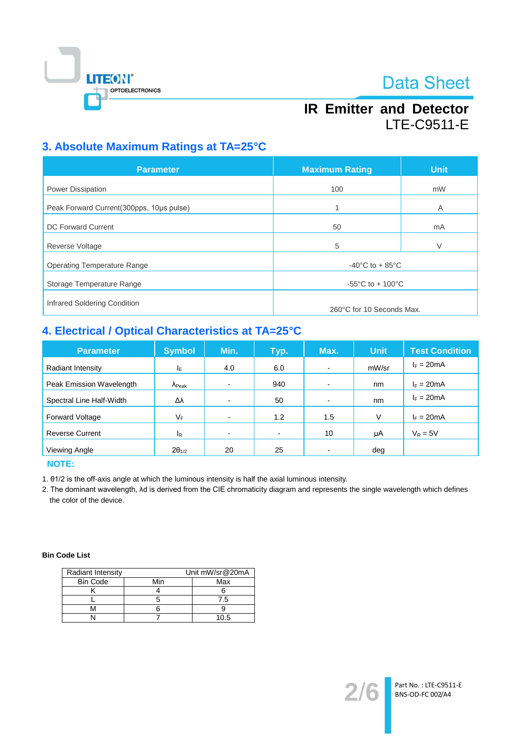## 3. Absolute Maximum Ratings at TA=25°C

| Parameter | Maximum Rating | Unit |
|---|---|---|
| Power Dissipation | 100 | mW |
| Peak Forward Current(300pps, 10μs pulse) | 1 | A |
| DC Forward Current | 50 | mA |
| Reverse Voltage | 5 | V |
| Operating Temperature Range | -40°C to + 85°C | |
| Storage Temperature Range | -55°C to + 100°C | |
| Infrared Soldering Condition | 260°C for 10 Seconds Max. | |

## 4. Electrical / Optical Characteristics at TA=25°C

| Parameter | Symbol | Min. | Typ. | Max. | Unit | Test Condition |
|---|---|---|---|---|---|---|
| Radiant Intensity | $I_E$ | 4.0 | 6.0 | - | mW/sr | $I_F$ = 20mA |
| Peak Emission Wavelength | $\lambda_{Peak}$ | - | 940 | - | nm | $I_F$ = 20mA |
| Spectral Line Half-Width | $\Delta\lambda$ | - | 50 | - | nm | $I_F$ = 20mA |
| Forward Voltage | $V_F$ | - | 1.2 | 1.5 | V | $I_F$ = 20mA |
| Reverse Current | $I_R$ | - | - | 10 | μA | $V_R$ = 5V |
| Viewing Angle | $2\theta_{1/2}$ | 20 | 25 | - | deg | |

**NOTE:**

1. θ1/2 is the off-axis angle at which the luminous intensity is half the axial luminous intensity.
2. The dominant wavelength, λd is derived from the CIE chromaticity diagram and represents the single wavelength which defines the color of the device.

**Bin Code List**

| Radiant Intensity | | Unit mW/sr@20mA |
|---|---|---|
| Bin Code | Min | Max |
| K | 4 | 6 |
| L | 5 | 7.5 |
| M | 6 | 9 |
| N | 7 | 10.5 |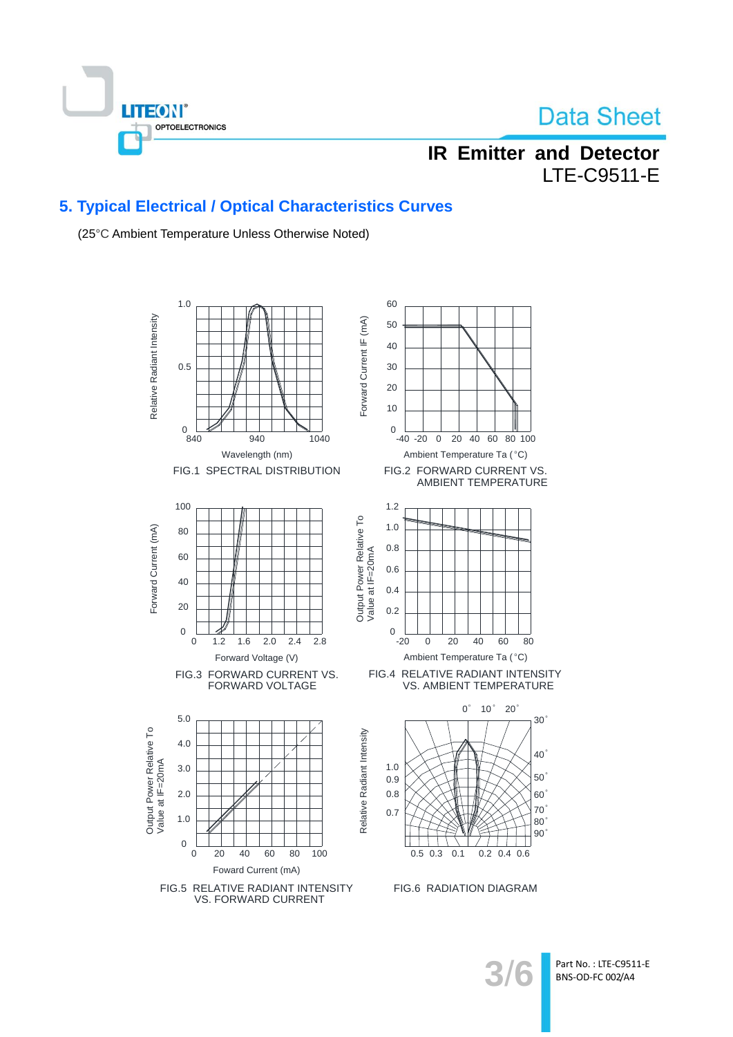## 5. Typical Electrical / Optical Characteristics Curves

(25°C Ambient Temperature Unless Otherwise Noted)

FIG.1 SPECTRAL DISTRIBUTION

FIG.2 FORWARD CURRENT VS. AMBIENT TEMPERATURE

FIG.3 FORWARD CURRENT VS. FORWARD VOLTAGE

FIG.4 RELATIVE RADIANT INTENSITY VS. AMBIENT TEMPERATURE

FIG.5 RELATIVE RADIANT INTENSITY VS. FORWARD CURRENT

FIG.6 RADIATION DIAGRAM

Part No. : LTE-C9511-E

BNS-OD-FC 002/A4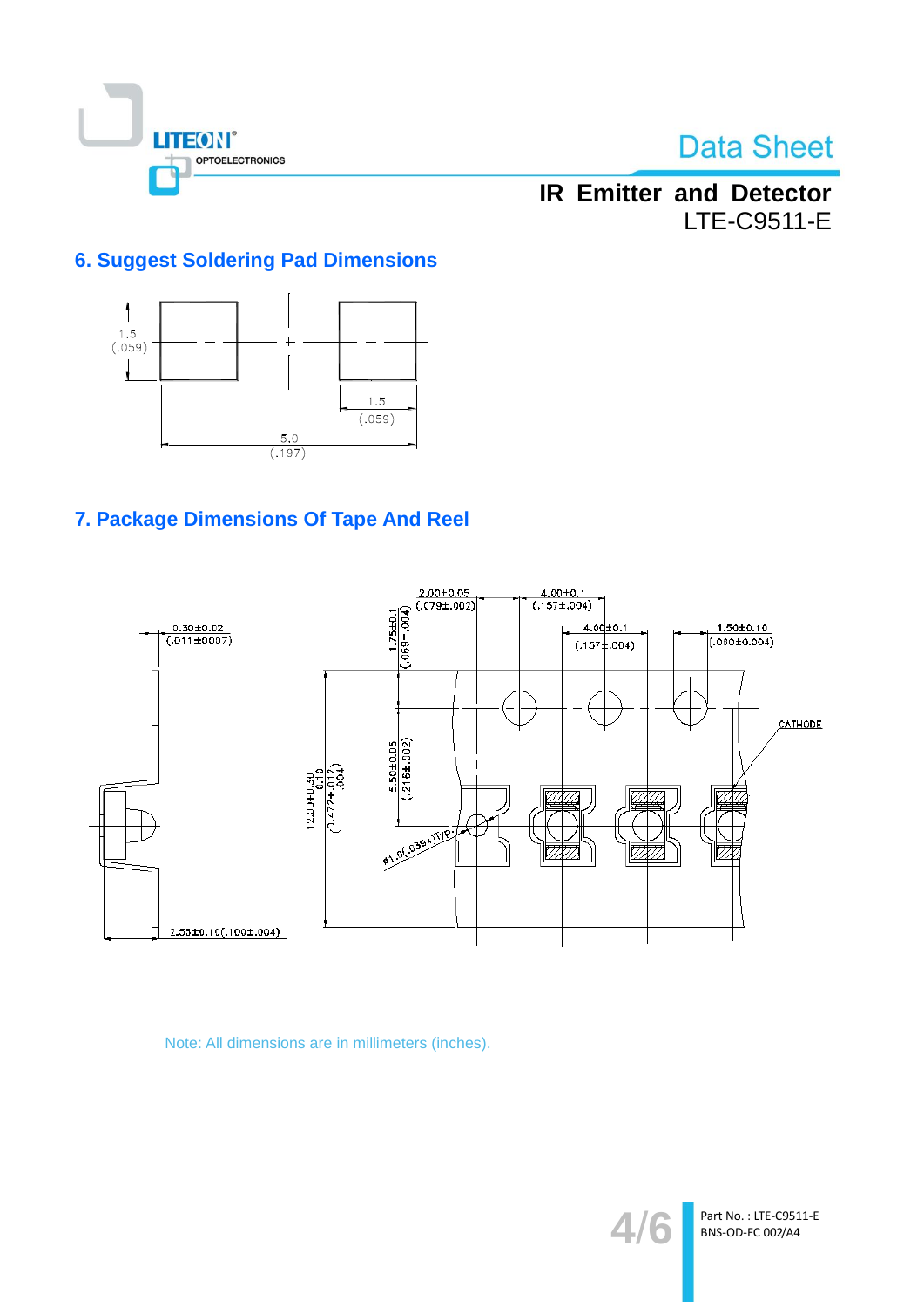## 6. Suggest Soldering Pad Dimensions

1.5 (.059)

1.5 (.059)

5.0 (.197)

## 7. Package Dimensions Of Tape And Reel

0.30±0.02 (.011±0007)

2.55±0.10(.100±.004)

1.75±0.1 (.069±.004)

2.00±0.05 (.079±.002)

4.00±0.1 (.157±.004)

4.00±0.1 (.157±.004)

1.50±0.10 (.060±0.004)

CATHODE

5.50±0.05 (.216±.002)

12.00+0.30 −0.10 (0.472+.012 −.004)

ϕ1.0(.039)TYP.

Note: All dimensions are in millimeters (inches).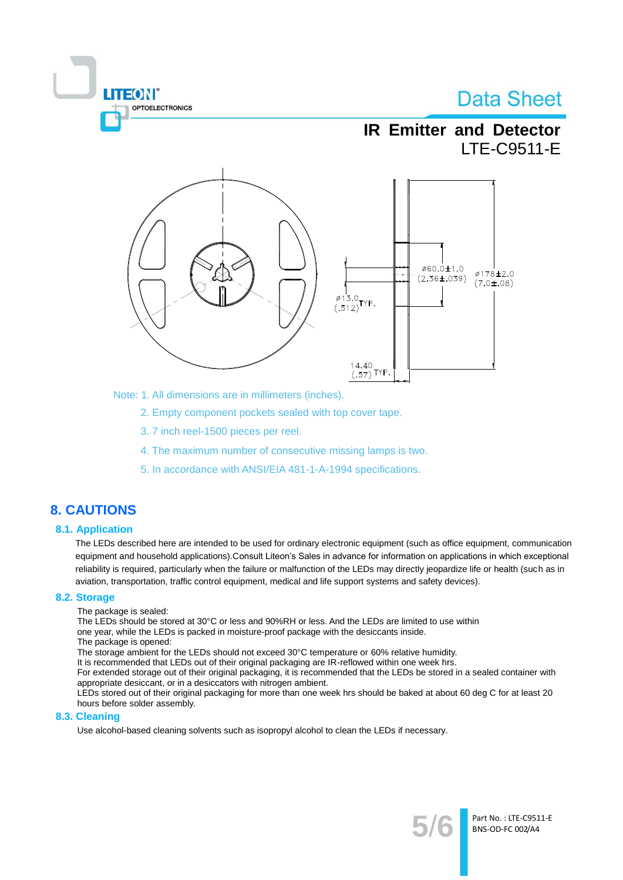Note: 1. All dimensions are in millimeters (inches).

2. Empty component pockets sealed with top cover tape.

3. 7 inch reel-1500 pieces per reel.

4. The maximum number of consecutive missing lamps is two.

5. In accordance with ANSI/EIA 481-1-A-1994 specifications.

# 8. CAUTIONS

## 8.1. Application

The LEDs described here are intended to be used for ordinary electronic equipment (such as office equipment, communication equipment and household applications).Consult Liteon's Sales in advance for information on applications in which exceptional reliability is required, particularly when the failure or malfunction of the LEDs may directly jeopardize life or health (such as in aviation, transportation, traffic control equipment, medical and life support systems and safety devices).

## 8.2. Storage

The package is sealed:
The LEDs should be stored at 30°C or less and 90%RH or less. And the LEDs are limited to use within one year, while the LEDs is packed in moisture-proof package with the desiccants inside.
The package is opened:
The storage ambient for the LEDs should not exceed 30°C temperature or 60% relative humidity.
It is recommended that LEDs out of their original packaging are IR-reflowed within one week hrs.
For extended storage out of their original packaging, it is recommended that the LEDs be stored in a sealed container with appropriate desiccant, or in a desiccators with nitrogen ambient.
LEDs stored out of their original packaging for more than one week hrs should be baked at about 60 deg C for at least 20 hours before solder assembly.

## 8.3. Cleaning

Use alcohol-based cleaning solvents such as isopropyl alcohol to clean the LEDs if necessary.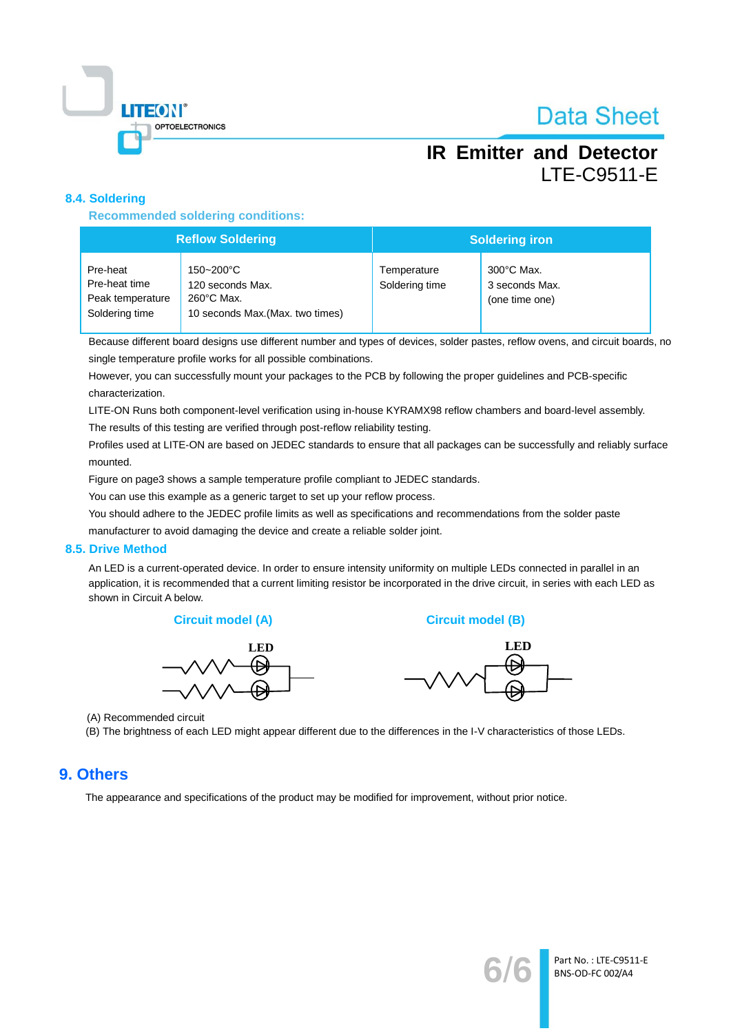### 8.4. Soldering

**Recommended soldering conditions:**

| Reflow Soldering | | Soldering iron | |
|---|---|---|---|
| Pre-heat<br>Pre-heat time<br>Peak temperature<br>Soldering time | 150~200°C<br>120 seconds Max.<br>260°C Max.<br>10 seconds Max.(Max. two times) | Temperature<br>Soldering time | 300°C Max.<br>3 seconds Max.<br>(one time one) |

Because different board designs use different number and types of devices, solder pastes, reflow ovens, and circuit boards, no single temperature profile works for all possible combinations.

However, you can successfully mount your packages to the PCB by following the proper guidelines and PCB-specific characterization.

LITE-ON Runs both component-level verification using in-house KYRAMX98 reflow chambers and board-level assembly.

The results of this testing are verified through post-reflow reliability testing.

Profiles used at LITE-ON are based on JEDEC standards to ensure that all packages can be successfully and reliably surface mounted.

Figure on page3 shows a sample temperature profile compliant to JEDEC standards.

You can use this example as a generic target to set up your reflow process.

You should adhere to the JEDEC profile limits as well as specifications and recommendations from the solder paste manufacturer to avoid damaging the device and create a reliable solder joint.

### 8.5. Drive Method

An LED is a current-operated device. In order to ensure intensity uniformity on multiple LEDs connected in parallel in an application, it is recommended that a current limiting resistor be incorporated in the drive circuit, in series with each LED as shown in Circuit A below.

Circuit model (A)

LED

Circuit model (B)

LED

(A) Recommended circuit

(B) The brightness of each LED might appear different due to the differences in the I-V characteristics of those LEDs.

## 9. Others

The appearance and specifications of the product may be modified for improvement, without prior notice.